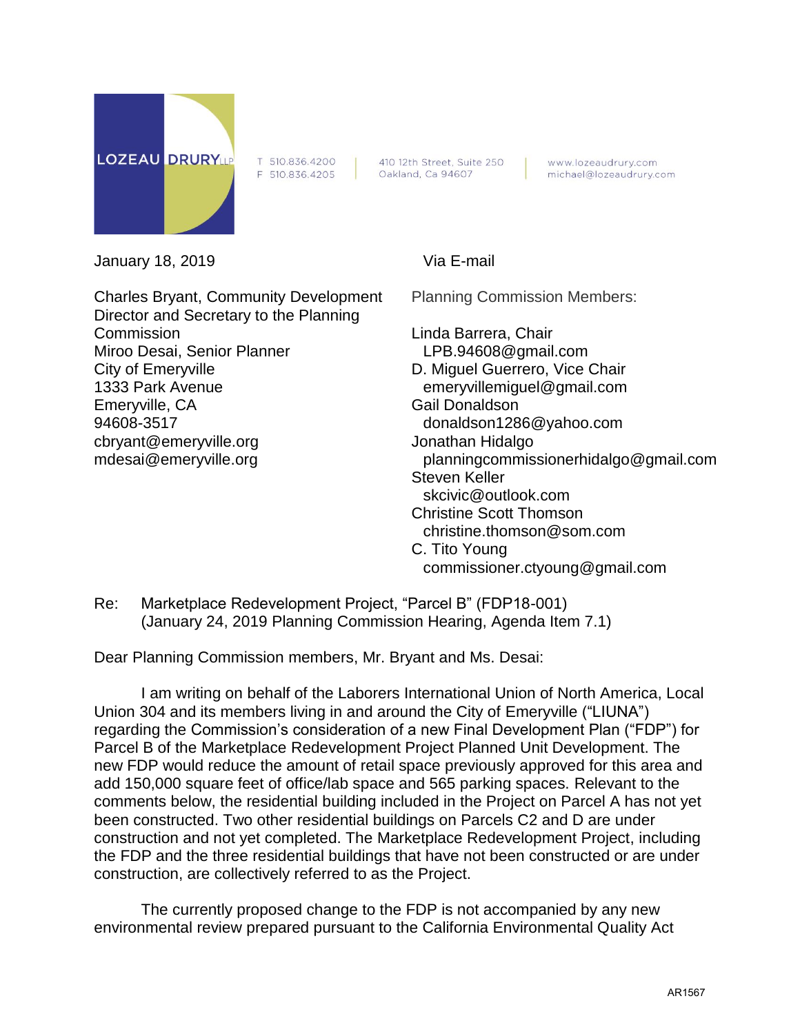LOZEAU DRURY LLP

T 510.836.4200
F 510.836.4205

410 12th Street, Suite 250
Oakland, Ca 94607

www.lozeaudrury.com
michael@lozeaudrury.com

January 18, 2019

Via E-mail

Charles Bryant, Community Development Director and Secretary to the Planning Commission
Miroo Desai, Senior Planner
City of Emeryville
1333 Park Avenue
Emeryville, CA
94608-3517
cbryant@emeryville.org
mdesai@emeryville.org

Planning Commission Members:

Linda Barrera, Chair
LPB.94608@gmail.com
D. Miguel Guerrero, Vice Chair
emeryvillemiguel@gmail.com
Gail Donaldson
donaldson1286@yahoo.com
Jonathan Hidalgo
planningcommissionerhidalgo@gmail.com
Steven Keller
skcivic@outlook.com
Christine Scott Thomson
christine.thomson@som.com
C. Tito Young
commissioner.ctyoung@gmail.com

Re: Marketplace Redevelopment Project, "Parcel B" (FDP18-001)
(January 24, 2019 Planning Commission Hearing, Agenda Item 7.1)

Dear Planning Commission members, Mr. Bryant and Ms. Desai:

I am writing on behalf of the Laborers International Union of North America, Local Union 304 and its members living in and around the City of Emeryville ("LIUNA") regarding the Commission's consideration of a new Final Development Plan ("FDP") for Parcel B of the Marketplace Redevelopment Project Planned Unit Development. The new FDP would reduce the amount of retail space previously approved for this area and add 150,000 square feet of office/lab space and 565 parking spaces. Relevant to the comments below, the residential building included in the Project on Parcel A has not yet been constructed. Two other residential buildings on Parcels C2 and D are under construction and not yet completed. The Marketplace Redevelopment Project, including the FDP and the three residential buildings that have not been constructed or are under construction, are collectively referred to as the Project.

The currently proposed change to the FDP is not accompanied by any new environmental review prepared pursuant to the California Environmental Quality Act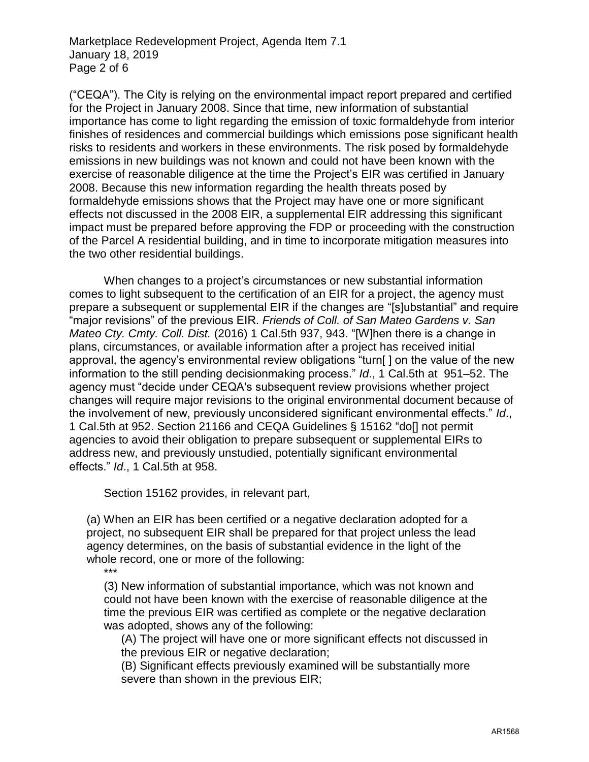("CEQA"). The City is relying on the environmental impact report prepared and certified for the Project in January 2008. Since that time, new information of substantial importance has come to light regarding the emission of toxic formaldehyde from interior finishes of residences and commercial buildings which emissions pose significant health risks to residents and workers in these environments. The risk posed by formaldehyde emissions in new buildings was not known and could not have been known with the exercise of reasonable diligence at the time the Project's EIR was certified in January 2008. Because this new information regarding the health threats posed by formaldehyde emissions shows that the Project may have one or more significant effects not discussed in the 2008 EIR, a supplemental EIR addressing this significant impact must be prepared before approving the FDP or proceeding with the construction of the Parcel A residential building, and in time to incorporate mitigation measures into the two other residential buildings.

When changes to a project's circumstances or new substantial information comes to light subsequent to the certification of an EIR for a project, the agency must prepare a subsequent or supplemental EIR if the changes are "[s]ubstantial" and require "major revisions" of the previous EIR. *Friends of Coll. of San Mateo Gardens v. San Mateo Cty. Cmty. Coll. Dist.* (2016) 1 Cal.5th 937, 943. "[W]hen there is a change in plans, circumstances, or available information after a project has received initial approval, the agency's environmental review obligations "turn[ ] on the value of the new information to the still pending decisionmaking process." *Id*., 1 Cal.5th at 951–52. The agency must "decide under CEQA's subsequent review provisions whether project changes will require major revisions to the original environmental document because of the involvement of new, previously unconsidered significant environmental effects." *Id*., 1 Cal.5th at 952. Section 21166 and CEQA Guidelines § 15162 "do[] not permit agencies to avoid their obligation to prepare subsequent or supplemental EIRs to address new, and previously unstudied, potentially significant environmental effects." *Id*., 1 Cal.5th at 958.

Section 15162 provides, in relevant part,

> (a) When an EIR has been certified or a negative declaration adopted for a project, no subsequent EIR shall be prepared for that project unless the lead agency determines, on the basis of substantial evidence in the light of the whole record, one or more of the following:
>
> \*\*\*
>
> (3) New information of substantial importance, which was not known and could not have been known with the exercise of reasonable diligence at the time the previous EIR was certified as complete or the negative declaration was adopted, shows any of the following:
>
> (A) The project will have one or more significant effects not discussed in the previous EIR or negative declaration;
>
> (B) Significant effects previously examined will be substantially more severe than shown in the previous EIR;

AR1568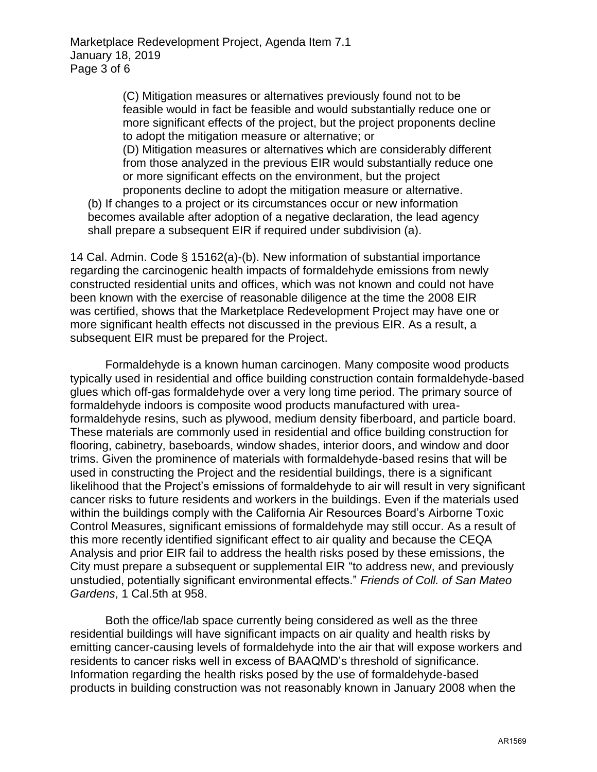(C) Mitigation measures or alternatives previously found not to be feasible would in fact be feasible and would substantially reduce one or more significant effects of the project, but the project proponents decline to adopt the mitigation measure or alternative; or

(D) Mitigation measures or alternatives which are considerably different from those analyzed in the previous EIR would substantially reduce one or more significant effects on the environment, but the project proponents decline to adopt the mitigation measure or alternative.

(b) If changes to a project or its circumstances occur or new information becomes available after adoption of a negative declaration, the lead agency shall prepare a subsequent EIR if required under subdivision (a).

14 Cal. Admin. Code § 15162(a)-(b). New information of substantial importance regarding the carcinogenic health impacts of formaldehyde emissions from newly constructed residential units and offices, which was not known and could not have been known with the exercise of reasonable diligence at the time the 2008 EIR was certified, shows that the Marketplace Redevelopment Project may have one or more significant health effects not discussed in the previous EIR. As a result, a subsequent EIR must be prepared for the Project.

Formaldehyde is a known human carcinogen. Many composite wood products typically used in residential and office building construction contain formaldehyde-based glues which off-gas formaldehyde over a very long time period. The primary source of formaldehyde indoors is composite wood products manufactured with urea-formaldehyde resins, such as plywood, medium density fiberboard, and particle board. These materials are commonly used in residential and office building construction for flooring, cabinetry, baseboards, window shades, interior doors, and window and door trims. Given the prominence of materials with formaldehyde-based resins that will be used in constructing the Project and the residential buildings, there is a significant likelihood that the Project's emissions of formaldehyde to air will result in very significant cancer risks to future residents and workers in the buildings. Even if the materials used within the buildings comply with the California Air Resources Board's Airborne Toxic Control Measures, significant emissions of formaldehyde may still occur. As a result of this more recently identified significant effect to air quality and because the CEQA Analysis and prior EIR fail to address the health risks posed by these emissions, the City must prepare a subsequent or supplemental EIR "to address new, and previously unstudied, potentially significant environmental effects." *Friends of Coll. of San Mateo Gardens*, 1 Cal.5th at 958.

Both the office/lab space currently being considered as well as the three residential buildings will have significant impacts on air quality and health risks by emitting cancer-causing levels of formaldehyde into the air that will expose workers and residents to cancer risks well in excess of BAAQMD's threshold of significance. Information regarding the health risks posed by the use of formaldehyde-based products in building construction was not reasonably known in January 2008 when the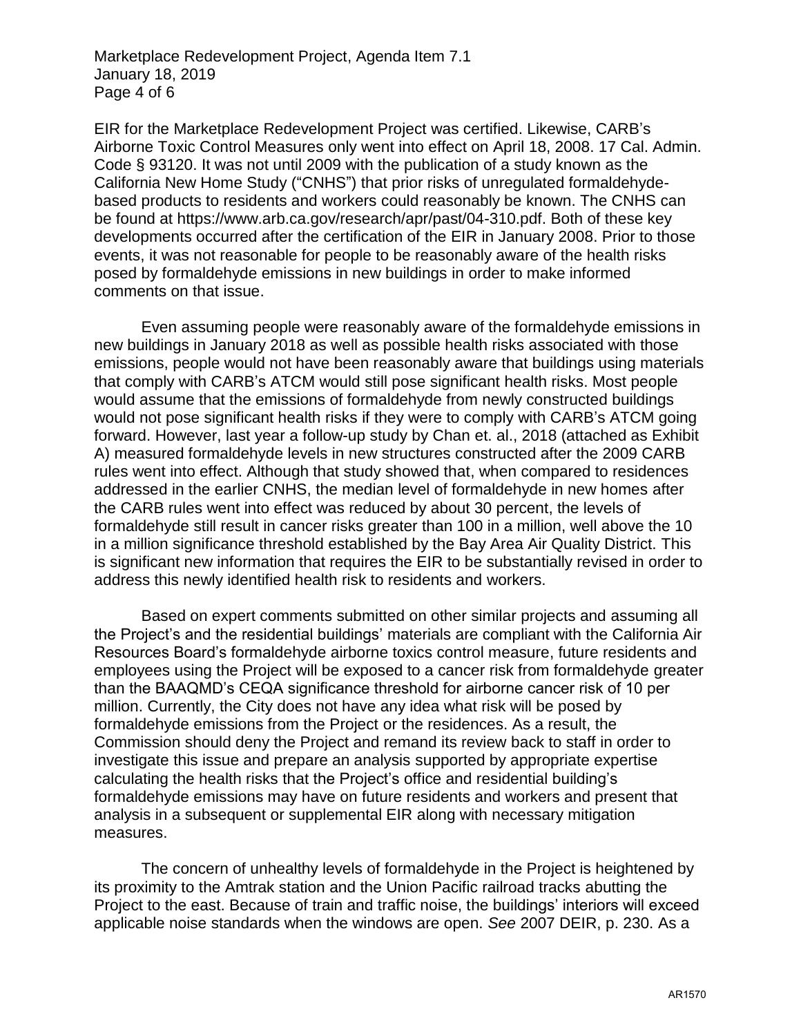EIR for the Marketplace Redevelopment Project was certified. Likewise, CARB's Airborne Toxic Control Measures only went into effect on April 18, 2008. 17 Cal. Admin. Code § 93120. It was not until 2009 with the publication of a study known as the California New Home Study ("CNHS") that prior risks of unregulated formaldehyde-based products to residents and workers could reasonably be known. The CNHS can be found at https://www.arb.ca.gov/research/apr/past/04-310.pdf. Both of these key developments occurred after the certification of the EIR in January 2008. Prior to those events, it was not reasonable for people to be reasonably aware of the health risks posed by formaldehyde emissions in new buildings in order to make informed comments on that issue.

Even assuming people were reasonably aware of the formaldehyde emissions in new buildings in January 2018 as well as possible health risks associated with those emissions, people would not have been reasonably aware that buildings using materials that comply with CARB's ATCM would still pose significant health risks. Most people would assume that the emissions of formaldehyde from newly constructed buildings would not pose significant health risks if they were to comply with CARB's ATCM going forward. However, last year a follow-up study by Chan et. al., 2018 (attached as Exhibit A) measured formaldehyde levels in new structures constructed after the 2009 CARB rules went into effect. Although that study showed that, when compared to residences addressed in the earlier CNHS, the median level of formaldehyde in new homes after the CARB rules went into effect was reduced by about 30 percent, the levels of formaldehyde still result in cancer risks greater than 100 in a million, well above the 10 in a million significance threshold established by the Bay Area Air Quality District. This is significant new information that requires the EIR to be substantially revised in order to address this newly identified health risk to residents and workers.

Based on expert comments submitted on other similar projects and assuming all the Project's and the residential buildings' materials are compliant with the California Air Resources Board's formaldehyde airborne toxics control measure, future residents and employees using the Project will be exposed to a cancer risk from formaldehyde greater than the BAAQMD's CEQA significance threshold for airborne cancer risk of 10 per million. Currently, the City does not have any idea what risk will be posed by formaldehyde emissions from the Project or the residences. As a result, the Commission should deny the Project and remand its review back to staff in order to investigate this issue and prepare an analysis supported by appropriate expertise calculating the health risks that the Project's office and residential building's formaldehyde emissions may have on future residents and workers and present that analysis in a subsequent or supplemental EIR along with necessary mitigation measures.

The concern of unhealthy levels of formaldehyde in the Project is heightened by its proximity to the Amtrak station and the Union Pacific railroad tracks abutting the Project to the east. Because of train and traffic noise, the buildings' interiors will exceed applicable noise standards when the windows are open. *See* 2007 DEIR, p. 230. As a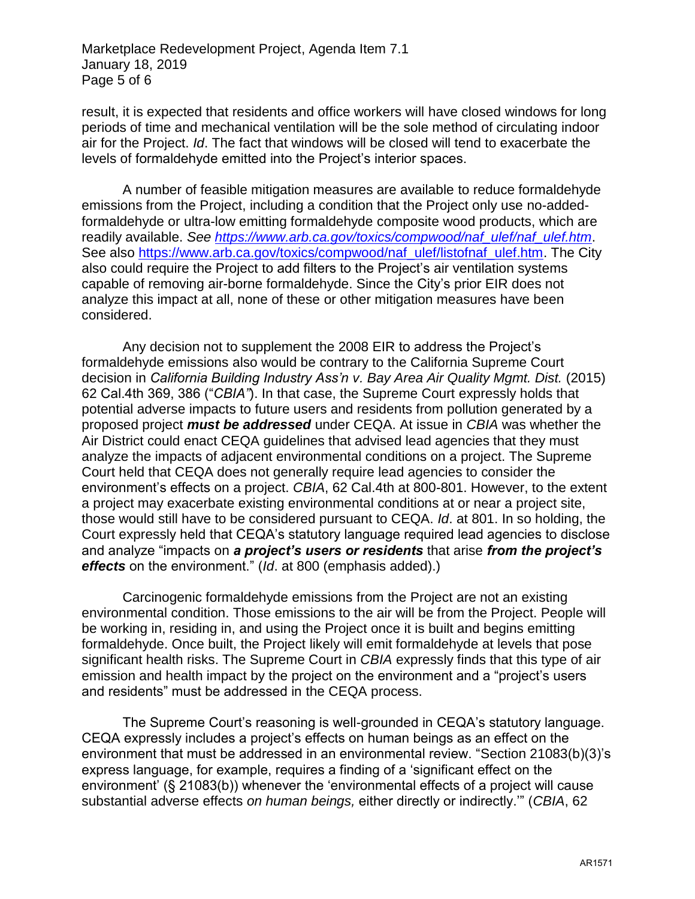result, it is expected that residents and office workers will have closed windows for long periods of time and mechanical ventilation will be the sole method of circulating indoor air for the Project. *Id*. The fact that windows will be closed will tend to exacerbate the levels of formaldehyde emitted into the Project's interior spaces.

A number of feasible mitigation measures are available to reduce formaldehyde emissions from the Project, including a condition that the Project only use no-added-formaldehyde or ultra-low emitting formaldehyde composite wood products, which are readily available. *See [https://www.arb.ca.gov/toxics/compwood/naf_ulef/naf_ulef.htm](https://www.arb.ca.gov/toxics/compwood/naf_ulef/naf_ulef.htm)*. See also [https://www.arb.ca.gov/toxics/compwood/naf_ulef/listofnaf_ulef.htm](https://www.arb.ca.gov/toxics/compwood/naf_ulef/listofnaf_ulef.htm). The City also could require the Project to add filters to the Project's air ventilation systems capable of removing air-borne formaldehyde. Since the City's prior EIR does not analyze this impact at all, none of these or other mitigation measures have been considered.

Any decision not to supplement the 2008 EIR to address the Project's formaldehyde emissions also would be contrary to the California Supreme Court decision in *California Building Industry Ass'n v. Bay Area Air Quality Mgmt. Dist.* (2015) 62 Cal.4th 369, 386 ("*CBIA*"). In that case, the Supreme Court expressly holds that potential adverse impacts to future users and residents from pollution generated by a proposed project ***must be addressed*** under CEQA. At issue in *CBIA* was whether the Air District could enact CEQA guidelines that advised lead agencies that they must analyze the impacts of adjacent environmental conditions on a project. The Supreme Court held that CEQA does not generally require lead agencies to consider the environment's effects on a project. *CBIA*, 62 Cal.4th at 800-801. However, to the extent a project may exacerbate existing environmental conditions at or near a project site, those would still have to be considered pursuant to CEQA. *Id*. at 801. In so holding, the Court expressly held that CEQA's statutory language required lead agencies to disclose and analyze "impacts on ***a project's users or residents*** that arise ***from the project's effects*** on the environment." (*Id*. at 800 (emphasis added).)

Carcinogenic formaldehyde emissions from the Project are not an existing environmental condition. Those emissions to the air will be from the Project. People will be working in, residing in, and using the Project once it is built and begins emitting formaldehyde. Once built, the Project likely will emit formaldehyde at levels that pose significant health risks. The Supreme Court in *CBIA* expressly finds that this type of air emission and health impact by the project on the environment and a "project's users and residents" must be addressed in the CEQA process.

The Supreme Court's reasoning is well-grounded in CEQA's statutory language. CEQA expressly includes a project's effects on human beings as an effect on the environment that must be addressed in an environmental review. "Section 21083(b)(3)'s express language, for example, requires a finding of a 'significant effect on the environment' (§ 21083(b)) whenever the 'environmental effects of a project will cause substantial adverse effects *on human beings,* either directly or indirectly.'" (*CBIA*, 62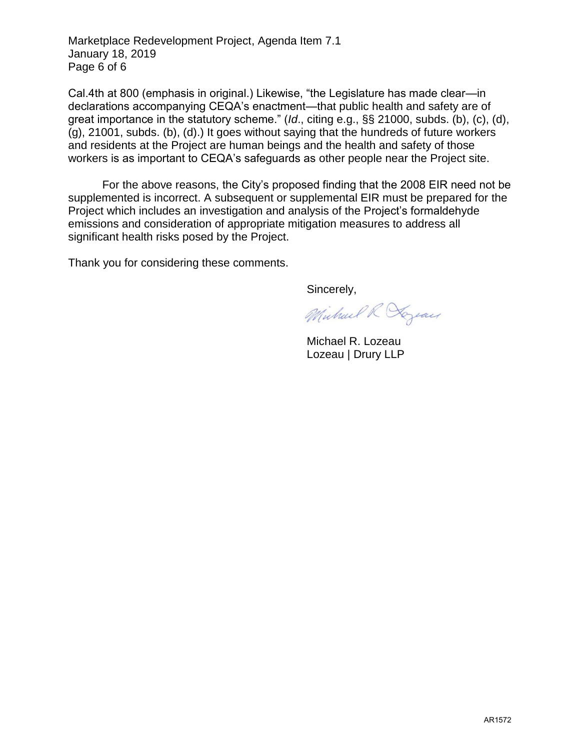Cal.4th at 800 (emphasis in original.) Likewise, "the Legislature has made clear—in declarations accompanying CEQA's enactment—that public health and safety are of great importance in the statutory scheme." (*Id*., citing e.g., §§ 21000, subds. (b), (c), (d), (g), 21001, subds. (b), (d).) It goes without saying that the hundreds of future workers and residents at the Project are human beings and the health and safety of those workers is as important to CEQA's safeguards as other people near the Project site.

For the above reasons, the City's proposed finding that the 2008 EIR need not be supplemented is incorrect. A subsequent or supplemental EIR must be prepared for the Project which includes an investigation and analysis of the Project's formaldehyde emissions and consideration of appropriate mitigation measures to address all significant health risks posed by the Project.

Thank you for considering these comments.

Sincerely,

Michael R. Lozeau
Lozeau | Drury LLP